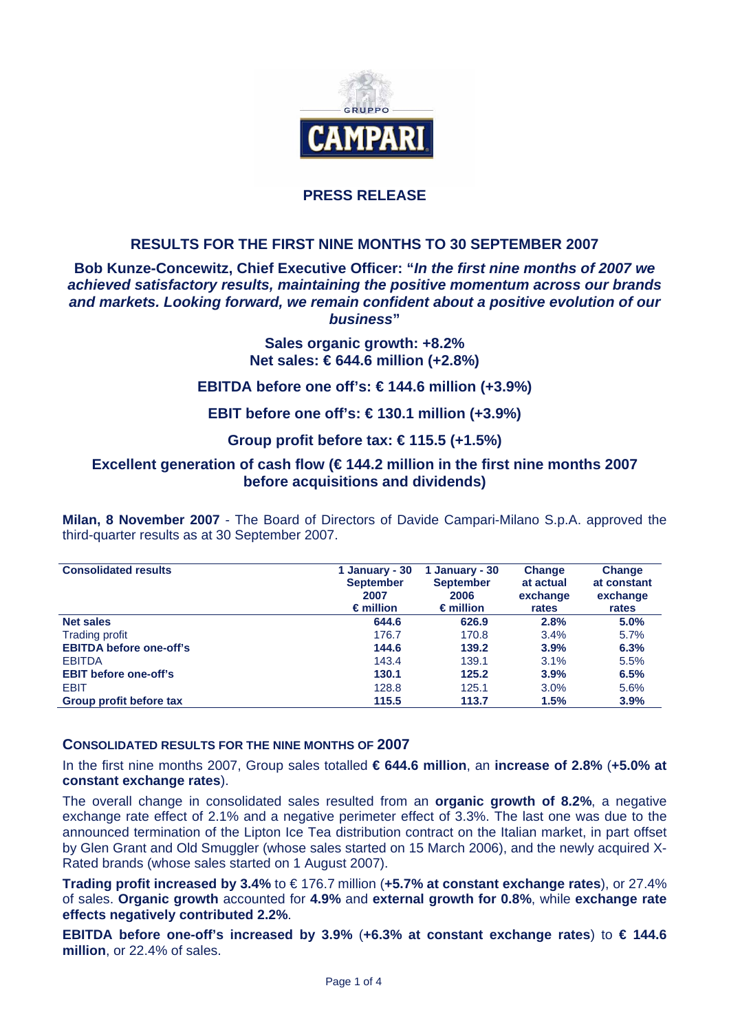## PRESS RELEASE

## RESULTS FOR THE FIRST NINE MONTHS TO 30 SEPTEMBER 2007

**Bob Kunze-Concewitz, Chief Executive Officer: "*In the first nine months of 2007 we achieved satisfactory results, maintaining the positive momentum across our brands and markets. Looking forward, we remain confident about a positive evolution of our business*"**

**Sales organic growth: +8.2%**
**Net sales: € 644.6 million (+2.8%)**

**EBITDA before one off's: € 144.6 million (+3.9%)**

**EBIT before one off's: € 130.1 million (+3.9%)**

**Group profit before tax: € 115.5 (+1.5%)**

**Excellent generation of cash flow (€ 144.2 million in the first nine months 2007 before acquisitions and dividends)**

**Milan, 8 November 2007** - The Board of Directors of Davide Campari-Milano S.p.A. approved the third-quarter results as at 30 September 2007.

| Consolidated results | 1 January - 30 September 2007 € million | 1 January - 30 September 2006 € million | Change at actual exchange rates | Change at constant exchange rates |
|---|---|---|---|---|
| **Net sales** | **644.6** | **626.9** | **2.8%** | **5.0%** |
| Trading profit | 176.7 | 170.8 | 3.4% | 5.7% |
| **EBITDA before one-off's** | **144.6** | **139.2** | **3.9%** | **6.3%** |
| EBITDA | 143.4 | 139.1 | 3.1% | 5.5% |
| **EBIT before one-off's** | **130.1** | **125.2** | **3.9%** | **6.5%** |
| EBIT | 128.8 | 125.1 | 3.0% | 5.6% |
| **Group profit before tax** | **115.5** | **113.7** | **1.5%** | **3.9%** |

### CONSOLIDATED RESULTS FOR THE NINE MONTHS OF 2007

In the first nine months 2007, Group sales totalled **€ 644.6 million**, an **increase of 2.8%** (**+5.0% at constant exchange rates**).

The overall change in consolidated sales resulted from an **organic growth of 8.2%**, a negative exchange rate effect of 2.1% and a negative perimeter effect of 3.3%. The last one was due to the announced termination of the Lipton Ice Tea distribution contract on the Italian market, in part offset by Glen Grant and Old Smuggler (whose sales started on 15 March 2006), and the newly acquired X-Rated brands (whose sales started on 1 August 2007).

**Trading profit increased by 3.4%** to € 176.7 million (**+5.7% at constant exchange rates**), or 27.4% of sales. **Organic growth** accounted for **4.9%** and **external growth for 0.8%**, while **exchange rate effects negatively contributed 2.2%**.

**EBITDA before one-off's increased by 3.9%** (**+6.3% at constant exchange rates**) to **€ 144.6 million**, or 22.4% of sales.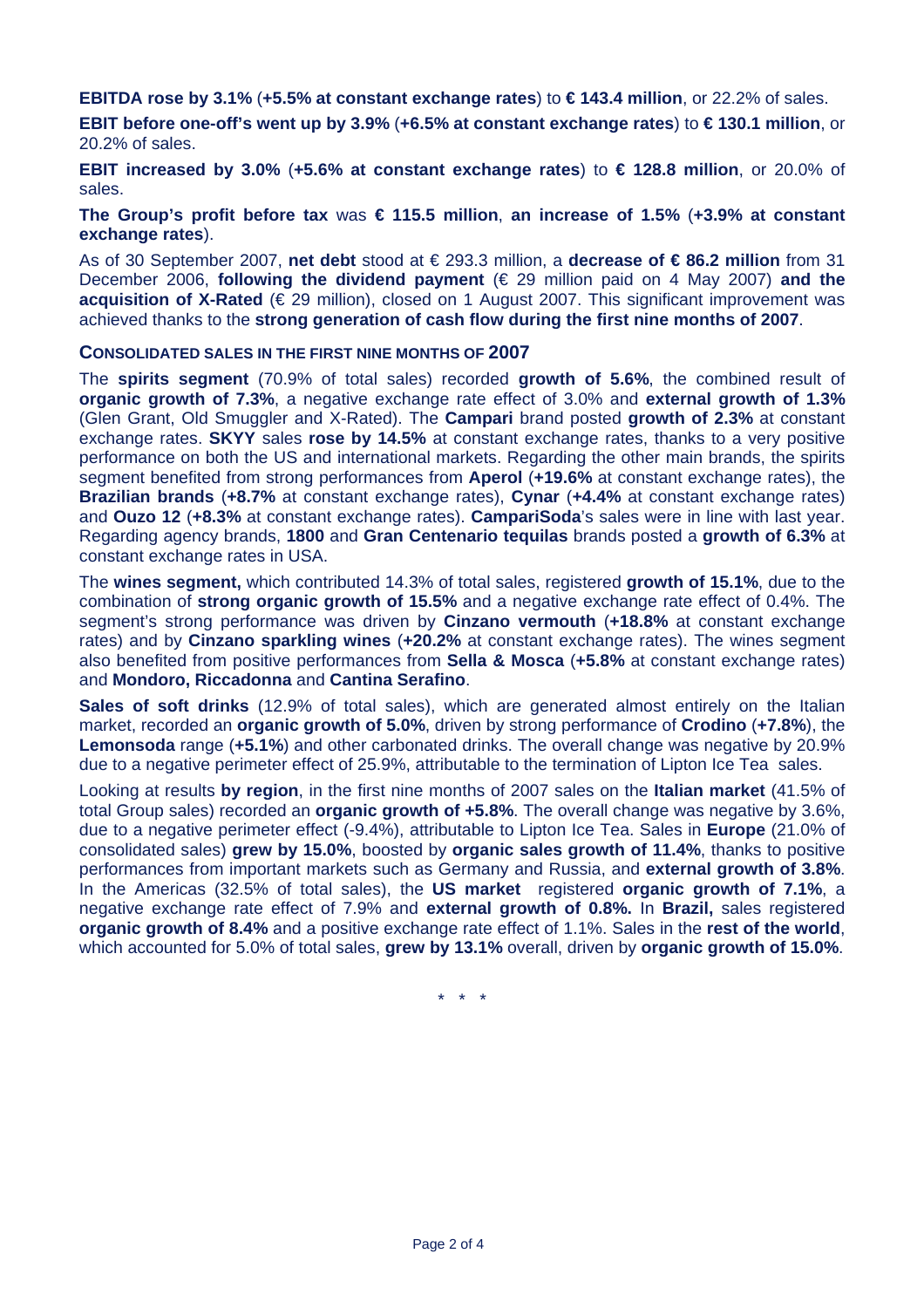**EBITDA rose by 3.1%** (**+5.5% at constant exchange rates**) to **€ 143.4 million**, or 22.2% of sales.

**EBIT before one-off's went up by 3.9%** (**+6.5% at constant exchange rates**) to **€ 130.1 million**, or 20.2% of sales.

**EBIT increased by 3.0%** (**+5.6% at constant exchange rates**) to **€ 128.8 million**, or 20.0% of sales.

**The Group's profit before tax** was **€ 115.5 million**, **an increase of 1.5%** (**+3.9% at constant exchange rates**).

As of 30 September 2007, **net debt** stood at € 293.3 million, a **decrease of € 86.2 million** from 31 December 2006, **following the dividend payment** (€ 29 million paid on 4 May 2007) **and the acquisition of X-Rated** (€ 29 million), closed on 1 August 2007. This significant improvement was achieved thanks to the **strong generation of cash flow during the first nine months of 2007**.

### CONSOLIDATED SALES IN THE FIRST NINE MONTHS OF 2007

The **spirits segment** (70.9% of total sales) recorded **growth of 5.6%**, the combined result of **organic growth of 7.3%**, a negative exchange rate effect of 3.0% and **external growth of 1.3%** (Glen Grant, Old Smuggler and X-Rated). The **Campari** brand posted **growth of 2.3%** at constant exchange rates. **SKYY** sales **rose by 14.5%** at constant exchange rates, thanks to a very positive performance on both the US and international markets. Regarding the other main brands, the spirits segment benefited from strong performances from **Aperol** (**+19.6%** at constant exchange rates), the **Brazilian brands** (**+8.7%** at constant exchange rates), **Cynar** (**+4.4%** at constant exchange rates) and **Ouzo 12** (**+8.3%** at constant exchange rates). **CampariSoda**'s sales were in line with last year. Regarding agency brands, **1800** and **Gran Centenario tequilas** brands posted a **growth of 6.3%** at constant exchange rates in USA.

The **wines segment,** which contributed 14.3% of total sales, registered **growth of 15.1%**, due to the combination of **strong organic growth of 15.5%** and a negative exchange rate effect of 0.4%. The segment's strong performance was driven by **Cinzano vermouth** (**+18.8%** at constant exchange rates) and by **Cinzano sparkling wines** (**+20.2%** at constant exchange rates). The wines segment also benefited from positive performances from **Sella & Mosca** (**+5.8%** at constant exchange rates) and **Mondoro, Riccadonna** and **Cantina Serafino**.

**Sales of soft drinks** (12.9% of total sales), which are generated almost entirely on the Italian market, recorded an **organic growth of 5.0%**, driven by strong performance of **Crodino** (**+7.8%**), the **Lemonsoda** range (**+5.1%**) and other carbonated drinks. The overall change was negative by 20.9% due to a negative perimeter effect of 25.9%, attributable to the termination of Lipton Ice Tea sales.

Looking at results **by region**, in the first nine months of 2007 sales on the **Italian market** (41.5% of total Group sales) recorded an **organic growth of +5.8%**. The overall change was negative by 3.6%, due to a negative perimeter effect (-9.4%), attributable to Lipton Ice Tea. Sales in **Europe** (21.0% of consolidated sales) **grew by 15.0%**, boosted by **organic sales growth of 11.4%**, thanks to positive performances from important markets such as Germany and Russia, and **external growth of 3.8%**. In the Americas (32.5% of total sales), the **US market** registered **organic growth of 7.1%**, a negative exchange rate effect of 7.9% and **external growth of 0.8%.** In **Brazil,** sales registered **organic growth of 8.4%** and a positive exchange rate effect of 1.1%. Sales in the **rest of the world**, which accounted for 5.0% of total sales, **grew by 13.1%** overall, driven by **organic growth of 15.0%**.

\* \* \*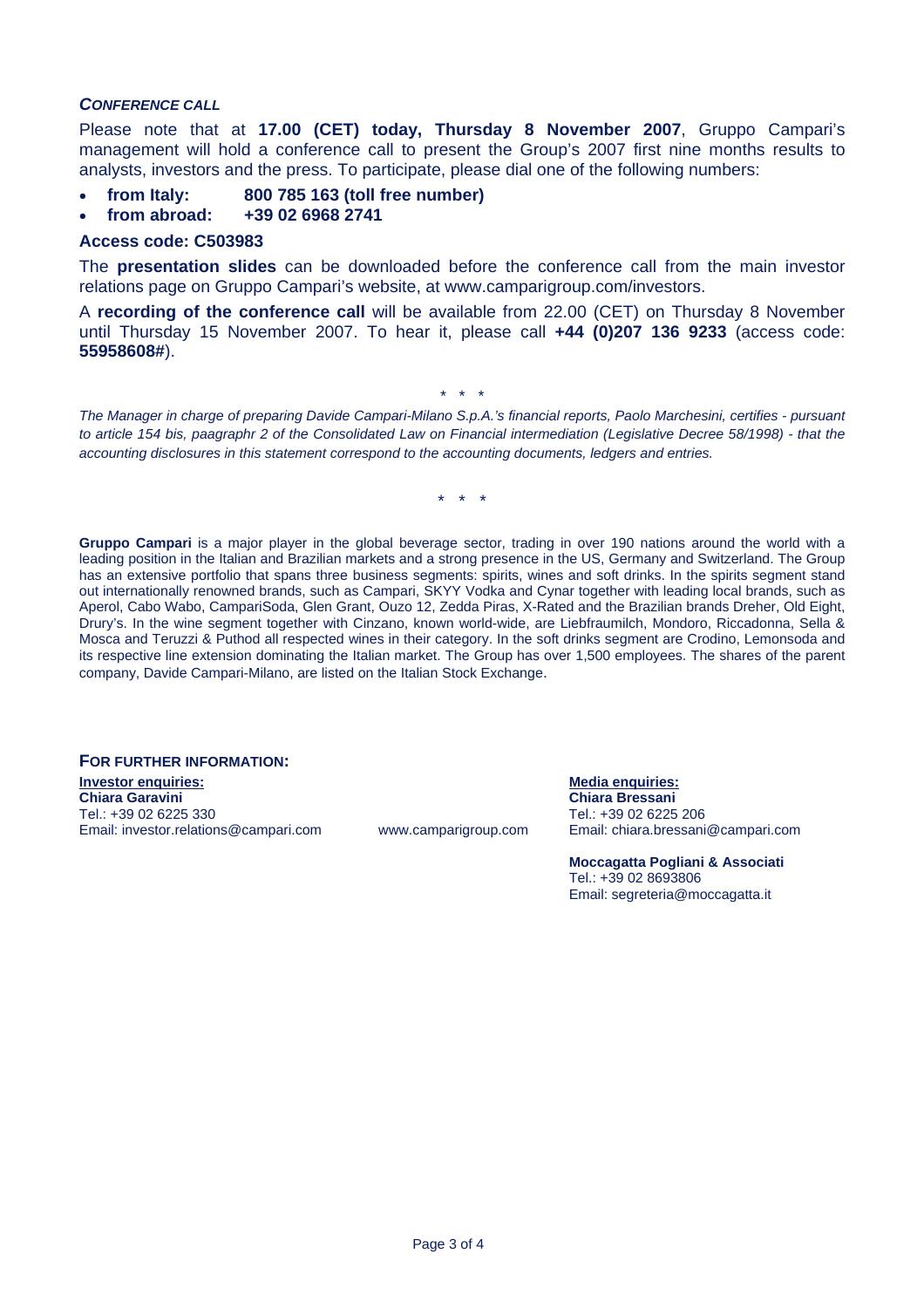### *CONFERENCE CALL*

Please note that at **17.00 (CET) today, Thursday 8 November 2007**, Gruppo Campari's management will hold a conference call to present the Group's 2007 first nine months results to analysts, investors and the press. To participate, please dial one of the following numbers:

- **from Italy: 800 785 163 (toll free number)**
- **from abroad: +39 02 6968 2741**

**Access code: C503983**

The **presentation slides** can be downloaded before the conference call from the main investor relations page on Gruppo Campari's website, at www.camparigroup.com/investors.

A **recording of the conference call** will be available from 22.00 (CET) on Thursday 8 November until Thursday 15 November 2007. To hear it, please call **+44 (0)207 136 9233** (access code: **55958608#**).

\* \* \*

*The Manager in charge of preparing Davide Campari-Milano S.p.A.'s financial reports, Paolo Marchesini, certifies - pursuant to article 154 bis, paagraphr 2 of the Consolidated Law on Financial intermediation (Legislative Decree 58/1998) - that the accounting disclosures in this statement correspond to the accounting documents, ledgers and entries.*

\* \* \*

**Gruppo Campari** is a major player in the global beverage sector, trading in over 190 nations around the world with a leading position in the Italian and Brazilian markets and a strong presence in the US, Germany and Switzerland. The Group has an extensive portfolio that spans three business segments: spirits, wines and soft drinks. In the spirits segment stand out internationally renowned brands, such as Campari, SKYY Vodka and Cynar together with leading local brands, such as Aperol, Cabo Wabo, CampariSoda, Glen Grant, Ouzo 12, Zedda Piras, X-Rated and the Brazilian brands Dreher, Old Eight, Drury's. In the wine segment together with Cinzano, known world-wide, are Liebfraumilch, Mondoro, Riccadonna, Sella & Mosca and Teruzzi & Puthod all respected wines in their category. In the soft drinks segment are Crodino, Lemonsoda and its respective line extension dominating the Italian market. The Group has over 1,500 employees. The shares of the parent company, Davide Campari-Milano, are listed on the Italian Stock Exchange.

**FOR FURTHER INFORMATION:**

**Investor enquiries:**
**Chiara Garavini**
Tel.: +39 02 6225 330
Email: investor.relations@campari.com

www.camparigroup.com

**Media enquiries:**
**Chiara Bressani**
Tel.: +39 02 6225 206
Email: chiara.bressani@campari.com

**Moccagatta Pogliani & Associati**
Tel.: +39 02 8693806
Email: segreteria@moccagatta.it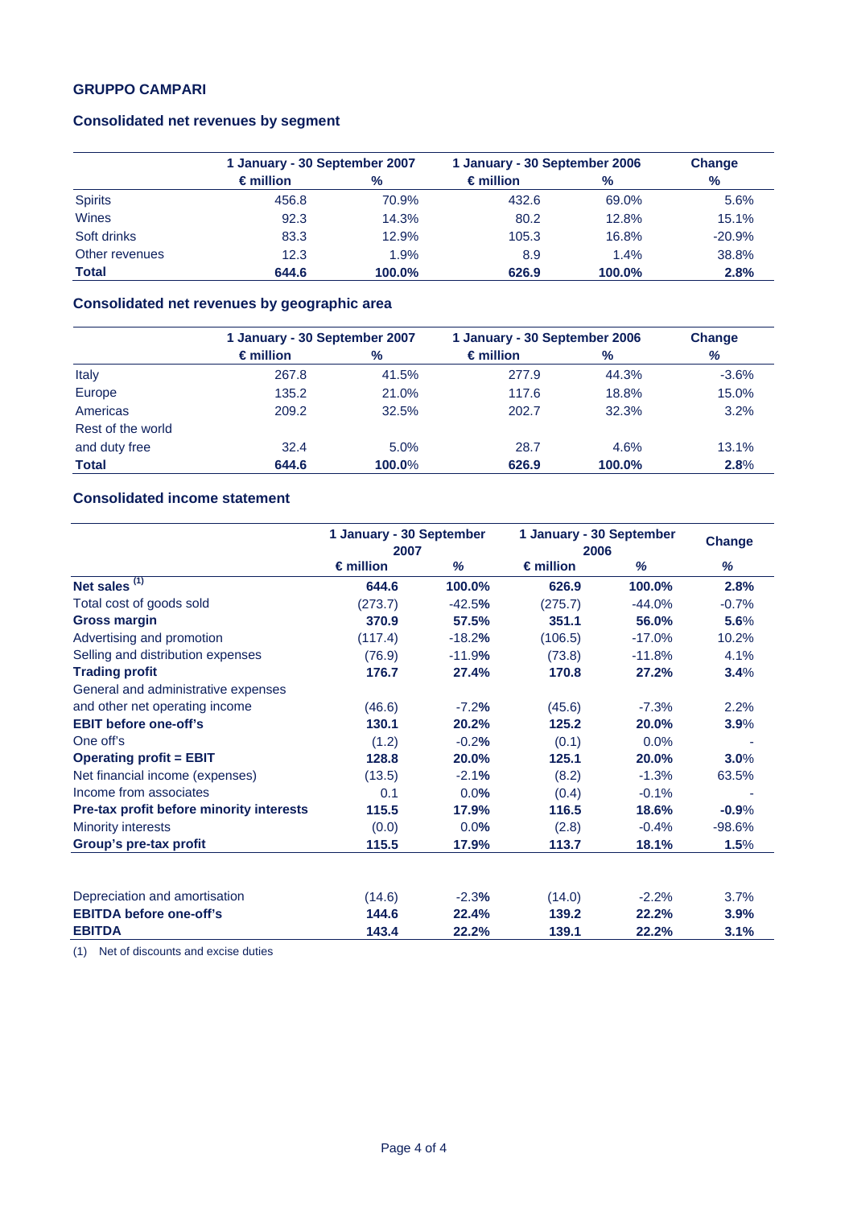**GRUPPO CAMPARI**

## Consolidated net revenues by segment

| | 1 January - 30 September 2007 | | 1 January - 30 September 2006 | | Change |
|---|---|---|---|---|---|
| | € million | % | € million | % | % |
| Spirits | 456.8 | 70.9% | 432.6 | 69.0% | 5.6% |
| Wines | 92.3 | 14.3% | 80.2 | 12.8% | 15.1% |
| Soft drinks | 83.3 | 12.9% | 105.3 | 16.8% | -20.9% |
| Other revenues | 12.3 | 1.9% | 8.9 | 1.4% | 38.8% |
| **Total** | **644.6** | **100.0%** | **626.9** | **100.0%** | **2.8%** |

## Consolidated net revenues by geographic area

| | 1 January - 30 September 2007 | | 1 January - 30 September 2006 | | Change |
|---|---|---|---|---|---|
| | € million | % | € million | % | % |
| Italy | 267.8 | 41.5% | 277.9 | 44.3% | -3.6% |
| Europe | 135.2 | 21.0% | 117.6 | 18.8% | 15.0% |
| Americas | 209.2 | 32.5% | 202.7 | 32.3% | 3.2% |
| Rest of the world and duty free | 32.4 | 5.0% | 28.7 | 4.6% | 13.1% |
| **Total** | **644.6** | **100.0%** | **626.9** | **100.0%** | **2.8%** |

## Consolidated income statement

| | 1 January - 30 September 2007 | | 1 January - 30 September 2006 | | Change |
|---|---|---|---|---|---|
| | € million | % | € million | % | % |
| **Net sales** [1] | **644.6** | **100.0%** | **626.9** | **100.0%** | **2.8%** |
| Total cost of goods sold | (273.7) | -42.5% | (275.7) | -44.0% | -0.7% |
| **Gross margin** | **370.9** | **57.5%** | **351.1** | **56.0%** | **5.6%** |
| Advertising and promotion | (117.4) | -18.2% | (106.5) | -17.0% | 10.2% |
| Selling and distribution expenses | (76.9) | -11.9% | (73.8) | -11.8% | 4.1% |
| **Trading profit** | **176.7** | **27.4%** | **170.8** | **27.2%** | **3.4%** |
| General and administrative expenses and other net operating income | (46.6) | -7.2% | (45.6) | -7.3% | 2.2% |
| **EBIT before one-off's** | **130.1** | **20.2%** | **125.2** | **20.0%** | **3.9%** |
| One off's | (1.2) | -0.2% | (0.1) | 0.0% | - |
| **Operating profit = EBIT** | **128.8** | **20.0%** | **125.1** | **20.0%** | **3.0%** |
| Net financial income (expenses) | (13.5) | -2.1% | (8.2) | -1.3% | 63.5% |
| Income from associates | 0.1 | 0.0% | (0.4) | -0.1% | - |
| **Pre-tax profit before minority interests** | **115.5** | **17.9%** | **116.5** | **18.6%** | **-0.9%** |
| Minority interests | (0.0) | 0.0% | (2.8) | -0.4% | -98.6% |
| **Group's pre-tax profit** | **115.5** | **17.9%** | **113.7** | **18.1%** | **1.5%** |
| | | | | | |
| Depreciation and amortisation | (14.6) | -2.3% | (14.0) | -2.2% | 3.7% |
| **EBITDA before one-off's** | **144.6** | **22.4%** | **139.2** | **22.2%** | **3.9%** |
| **EBITDA** | **143.4** | **22.2%** | **139.1** | **22.2%** | **3.1%** |

(1) Net of discounts and excise duties